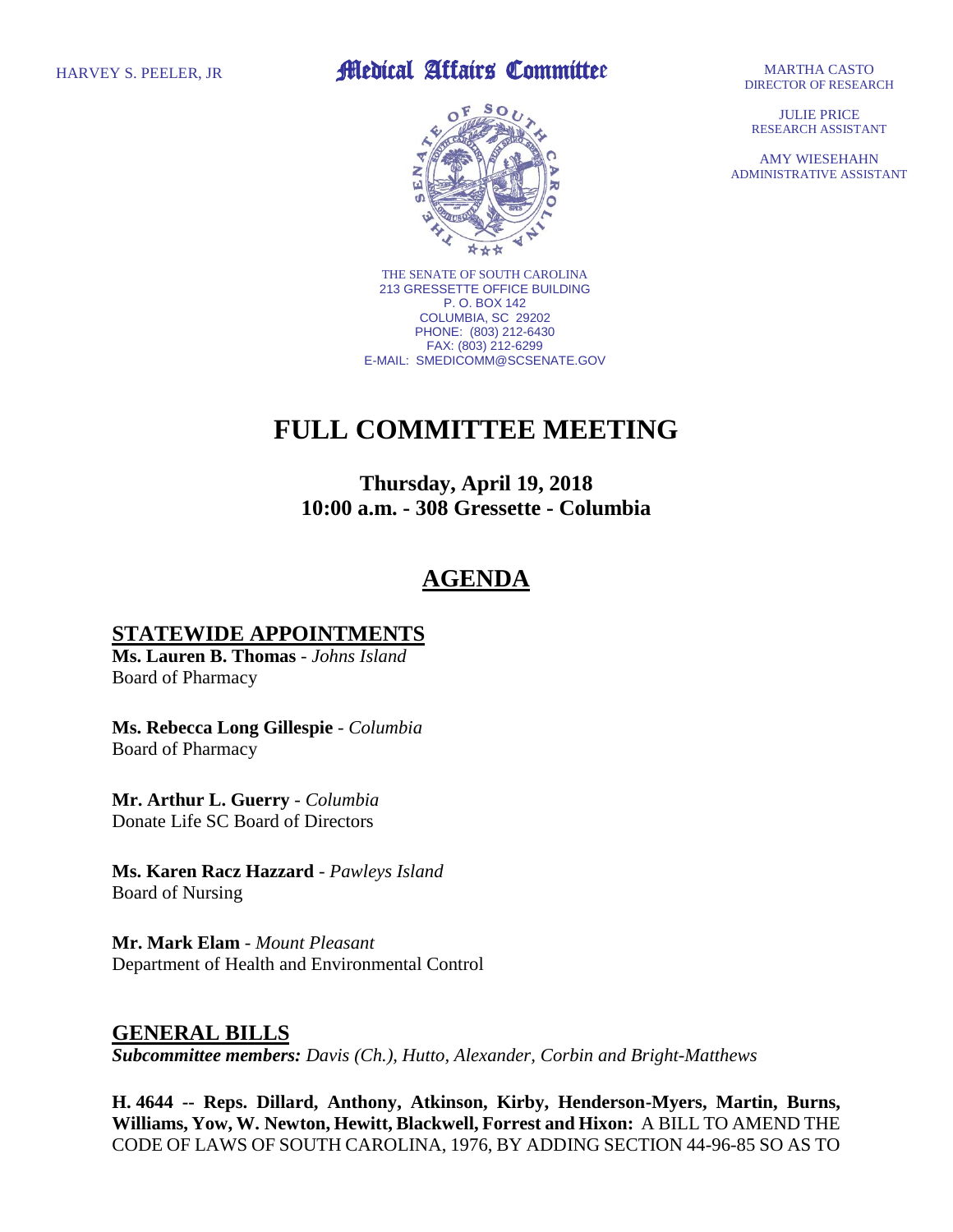HARVEY S. PEELER, JR

**Medical Affairs Committee**

MARTHA CASTO
DIRECTOR OF RESEARCH

JULIE PRICE
RESEARCH ASSISTANT

AMY WIESEHAHN
ADMINISTRATIVE ASSISTANT

THE SENATE OF SOUTH CAROLINA
213 GRESSETTE OFFICE BUILDING
P. O. BOX 142
COLUMBIA, SC 29202
PHONE: (803) 212-6430
FAX: (803) 212-6299
E-MAIL: SMEDICOMM@SCSENATE.GOV

# FULL COMMITTEE MEETING

### Thursday, April 19, 2018
### 10:00 a.m. - 308 Gressette - Columbia

## AGENDA

## STATEWIDE APPOINTMENTS

**Ms. Lauren B. Thomas** - *Johns Island*
Board of Pharmacy

**Ms. Rebecca Long Gillespie** - *Columbia*
Board of Pharmacy

**Mr. Arthur L. Guerry** - *Columbia*
Donate Life SC Board of Directors

**Ms. Karen Racz Hazzard** - *Pawleys Island*
Board of Nursing

**Mr. Mark Elam** - *Mount Pleasant*
Department of Health and Environmental Control

## GENERAL BILLS

***Subcommittee members:*** *Davis (Ch.), Hutto, Alexander, Corbin and Bright-Matthews*

**H. 4644 -- Reps. Dillard, Anthony, Atkinson, Kirby, Henderson-Myers, Martin, Burns, Williams, Yow, W. Newton, Hewitt, Blackwell, Forrest and Hixon:** A BILL TO AMEND THE CODE OF LAWS OF SOUTH CAROLINA, 1976, BY ADDING SECTION 44-96-85 SO AS TO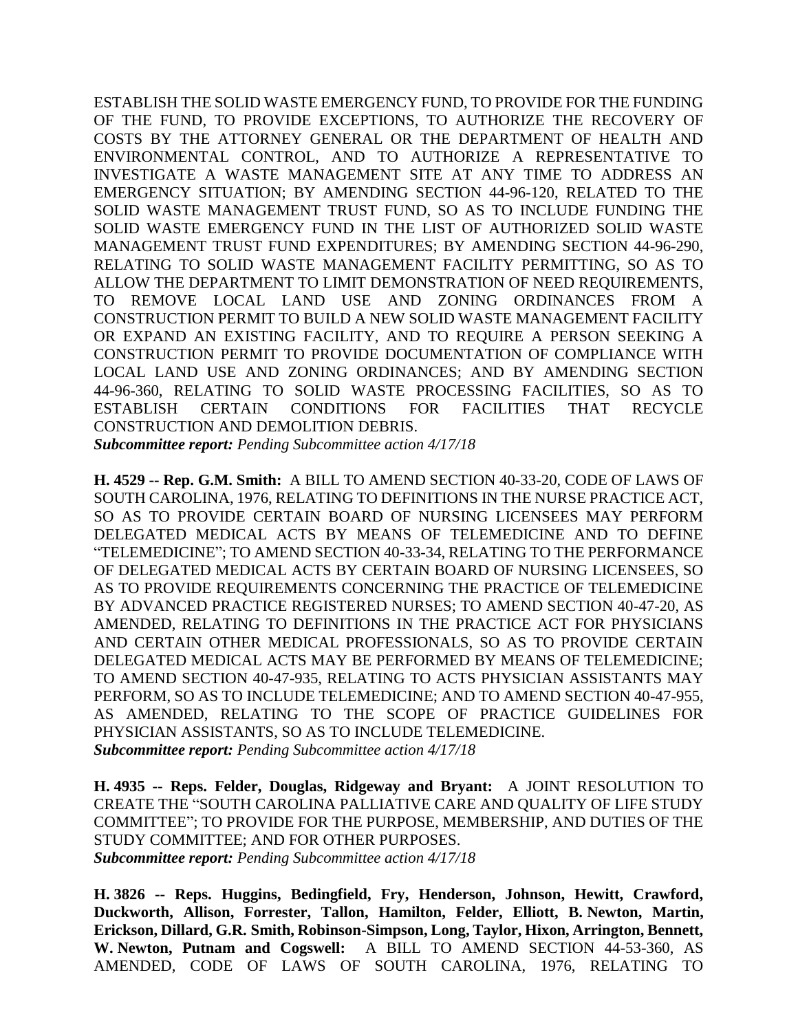ESTABLISH THE SOLID WASTE EMERGENCY FUND, TO PROVIDE FOR THE FUNDING OF THE FUND, TO PROVIDE EXCEPTIONS, TO AUTHORIZE THE RECOVERY OF COSTS BY THE ATTORNEY GENERAL OR THE DEPARTMENT OF HEALTH AND ENVIRONMENTAL CONTROL, AND TO AUTHORIZE A REPRESENTATIVE TO INVESTIGATE A WASTE MANAGEMENT SITE AT ANY TIME TO ADDRESS AN EMERGENCY SITUATION; BY AMENDING SECTION 44-96-120, RELATED TO THE SOLID WASTE MANAGEMENT TRUST FUND, SO AS TO INCLUDE FUNDING THE SOLID WASTE EMERGENCY FUND IN THE LIST OF AUTHORIZED SOLID WASTE MANAGEMENT TRUST FUND EXPENDITURES; BY AMENDING SECTION 44-96-290, RELATING TO SOLID WASTE MANAGEMENT FACILITY PERMITTING, SO AS TO ALLOW THE DEPARTMENT TO LIMIT DEMONSTRATION OF NEED REQUIREMENTS, TO REMOVE LOCAL LAND USE AND ZONING ORDINANCES FROM A CONSTRUCTION PERMIT TO BUILD A NEW SOLID WASTE MANAGEMENT FACILITY OR EXPAND AN EXISTING FACILITY, AND TO REQUIRE A PERSON SEEKING A CONSTRUCTION PERMIT TO PROVIDE DOCUMENTATION OF COMPLIANCE WITH LOCAL LAND USE AND ZONING ORDINANCES; AND BY AMENDING SECTION 44-96-360, RELATING TO SOLID WASTE PROCESSING FACILITIES, SO AS TO ESTABLISH CERTAIN CONDITIONS FOR FACILITIES THAT RECYCLE CONSTRUCTION AND DEMOLITION DEBRIS.
***Subcommittee report:*** *Pending Subcommittee action 4/17/18*

**H. 4529 -- Rep. G.M. Smith:** A BILL TO AMEND SECTION 40-33-20, CODE OF LAWS OF SOUTH CAROLINA, 1976, RELATING TO DEFINITIONS IN THE NURSE PRACTICE ACT, SO AS TO PROVIDE CERTAIN BOARD OF NURSING LICENSEES MAY PERFORM DELEGATED MEDICAL ACTS BY MEANS OF TELEMEDICINE AND TO DEFINE "TELEMEDICINE"; TO AMEND SECTION 40-33-34, RELATING TO THE PERFORMANCE OF DELEGATED MEDICAL ACTS BY CERTAIN BOARD OF NURSING LICENSEES, SO AS TO PROVIDE REQUIREMENTS CONCERNING THE PRACTICE OF TELEMEDICINE BY ADVANCED PRACTICE REGISTERED NURSES; TO AMEND SECTION 40-47-20, AS AMENDED, RELATING TO DEFINITIONS IN THE PRACTICE ACT FOR PHYSICIANS AND CERTAIN OTHER MEDICAL PROFESSIONALS, SO AS TO PROVIDE CERTAIN DELEGATED MEDICAL ACTS MAY BE PERFORMED BY MEANS OF TELEMEDICINE; TO AMEND SECTION 40-47-935, RELATING TO ACTS PHYSICIAN ASSISTANTS MAY PERFORM, SO AS TO INCLUDE TELEMEDICINE; AND TO AMEND SECTION 40-47-955, AS AMENDED, RELATING TO THE SCOPE OF PRACTICE GUIDELINES FOR PHYSICIAN ASSISTANTS, SO AS TO INCLUDE TELEMEDICINE.
***Subcommittee report:*** *Pending Subcommittee action 4/17/18*

**H. 4935 -- Reps. Felder, Douglas, Ridgeway and Bryant:** A JOINT RESOLUTION TO CREATE THE "SOUTH CAROLINA PALLIATIVE CARE AND QUALITY OF LIFE STUDY COMMITTEE"; TO PROVIDE FOR THE PURPOSE, MEMBERSHIP, AND DUTIES OF THE STUDY COMMITTEE; AND FOR OTHER PURPOSES.
***Subcommittee report:*** *Pending Subcommittee action 4/17/18*

**H. 3826 -- Reps. Huggins, Bedingfield, Fry, Henderson, Johnson, Hewitt, Crawford, Duckworth, Allison, Forrester, Tallon, Hamilton, Felder, Elliott, B. Newton, Martin, Erickson, Dillard, G.R. Smith, Robinson-Simpson, Long, Taylor, Hixon, Arrington, Bennett, W. Newton, Putnam and Cogswell:** A BILL TO AMEND SECTION 44-53-360, AS AMENDED, CODE OF LAWS OF SOUTH CAROLINA, 1976, RELATING TO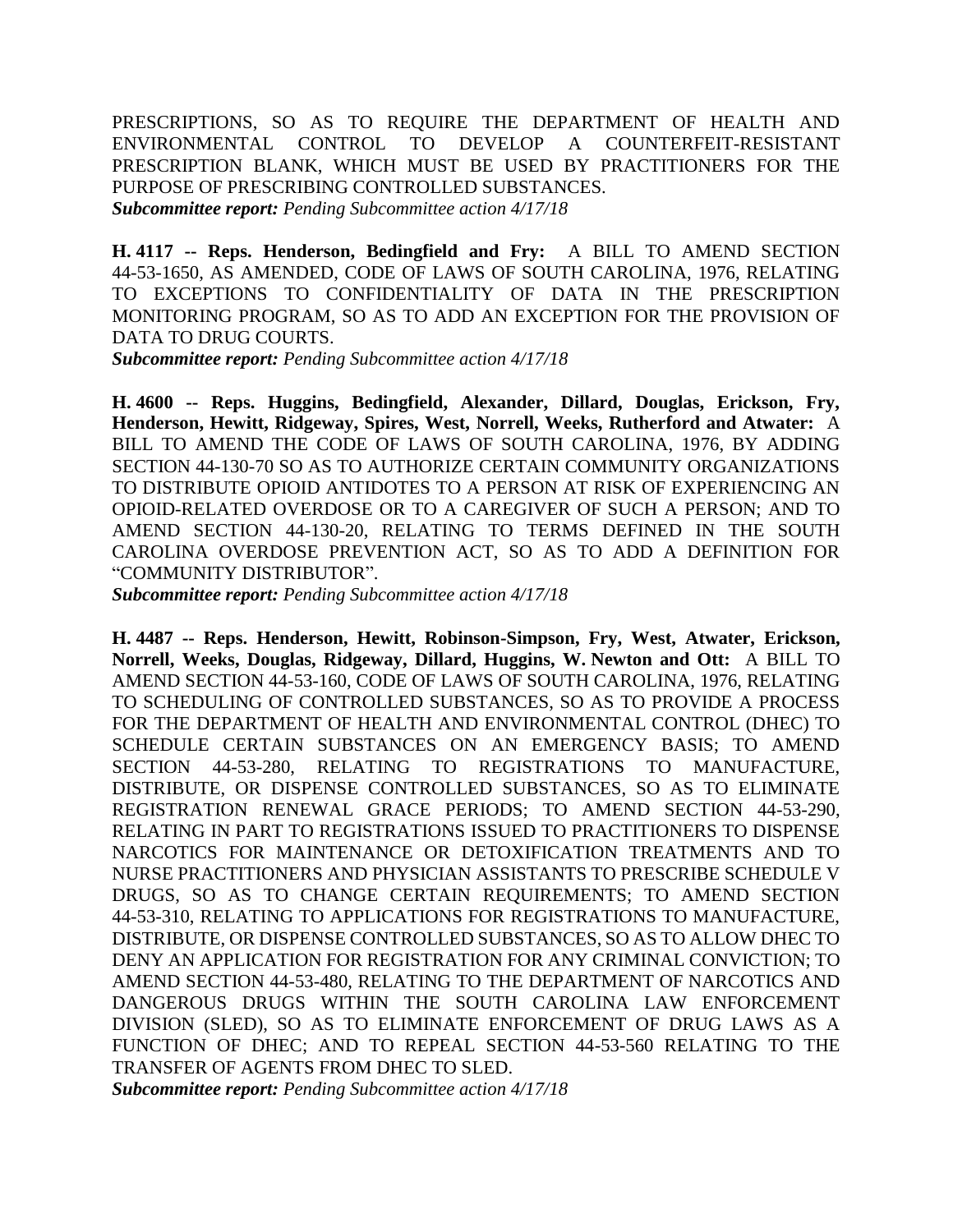PRESCRIPTIONS, SO AS TO REQUIRE THE DEPARTMENT OF HEALTH AND ENVIRONMENTAL CONTROL TO DEVELOP A COUNTERFEIT-RESISTANT PRESCRIPTION BLANK, WHICH MUST BE USED BY PRACTITIONERS FOR THE PURPOSE OF PRESCRIBING CONTROLLED SUBSTANCES.
***Subcommittee report:*** *Pending Subcommittee action 4/17/18*

**H. 4117 -- Reps. Henderson, Bedingfield and Fry:** A BILL TO AMEND SECTION 44-53-1650, AS AMENDED, CODE OF LAWS OF SOUTH CAROLINA, 1976, RELATING TO EXCEPTIONS TO CONFIDENTIALITY OF DATA IN THE PRESCRIPTION MONITORING PROGRAM, SO AS TO ADD AN EXCEPTION FOR THE PROVISION OF DATA TO DRUG COURTS.
***Subcommittee report:*** *Pending Subcommittee action 4/17/18*

**H. 4600 -- Reps. Huggins, Bedingfield, Alexander, Dillard, Douglas, Erickson, Fry, Henderson, Hewitt, Ridgeway, Spires, West, Norrell, Weeks, Rutherford and Atwater:** A BILL TO AMEND THE CODE OF LAWS OF SOUTH CAROLINA, 1976, BY ADDING SECTION 44-130-70 SO AS TO AUTHORIZE CERTAIN COMMUNITY ORGANIZATIONS TO DISTRIBUTE OPIOID ANTIDOTES TO A PERSON AT RISK OF EXPERIENCING AN OPIOID-RELATED OVERDOSE OR TO A CAREGIVER OF SUCH A PERSON; AND TO AMEND SECTION 44-130-20, RELATING TO TERMS DEFINED IN THE SOUTH CAROLINA OVERDOSE PREVENTION ACT, SO AS TO ADD A DEFINITION FOR "COMMUNITY DISTRIBUTOR".
***Subcommittee report:*** *Pending Subcommittee action 4/17/18*

**H. 4487 -- Reps. Henderson, Hewitt, Robinson-Simpson, Fry, West, Atwater, Erickson, Norrell, Weeks, Douglas, Ridgeway, Dillard, Huggins, W. Newton and Ott:** A BILL TO AMEND SECTION 44-53-160, CODE OF LAWS OF SOUTH CAROLINA, 1976, RELATING TO SCHEDULING OF CONTROLLED SUBSTANCES, SO AS TO PROVIDE A PROCESS FOR THE DEPARTMENT OF HEALTH AND ENVIRONMENTAL CONTROL (DHEC) TO SCHEDULE CERTAIN SUBSTANCES ON AN EMERGENCY BASIS; TO AMEND SECTION 44-53-280, RELATING TO REGISTRATIONS TO MANUFACTURE, DISTRIBUTE, OR DISPENSE CONTROLLED SUBSTANCES, SO AS TO ELIMINATE REGISTRATION RENEWAL GRACE PERIODS; TO AMEND SECTION 44-53-290, RELATING IN PART TO REGISTRATIONS ISSUED TO PRACTITIONERS TO DISPENSE NARCOTICS FOR MAINTENANCE OR DETOXIFICATION TREATMENTS AND TO NURSE PRACTITIONERS AND PHYSICIAN ASSISTANTS TO PRESCRIBE SCHEDULE V DRUGS, SO AS TO CHANGE CERTAIN REQUIREMENTS; TO AMEND SECTION 44-53-310, RELATING TO APPLICATIONS FOR REGISTRATIONS TO MANUFACTURE, DISTRIBUTE, OR DISPENSE CONTROLLED SUBSTANCES, SO AS TO ALLOW DHEC TO DENY AN APPLICATION FOR REGISTRATION FOR ANY CRIMINAL CONVICTION; TO AMEND SECTION 44-53-480, RELATING TO THE DEPARTMENT OF NARCOTICS AND DANGEROUS DRUGS WITHIN THE SOUTH CAROLINA LAW ENFORCEMENT DIVISION (SLED), SO AS TO ELIMINATE ENFORCEMENT OF DRUG LAWS AS A FUNCTION OF DHEC; AND TO REPEAL SECTION 44-53-560 RELATING TO THE TRANSFER OF AGENTS FROM DHEC TO SLED.
***Subcommittee report:*** *Pending Subcommittee action 4/17/18*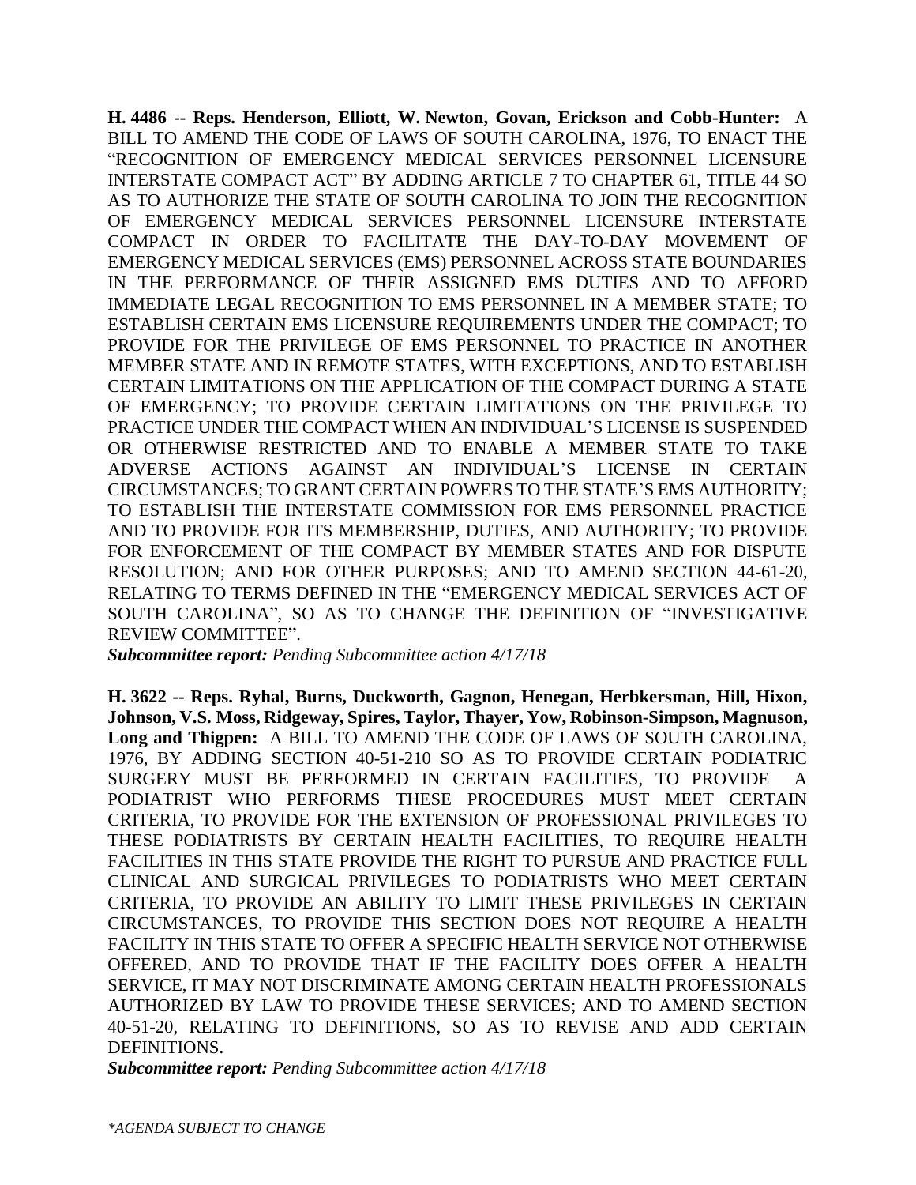**H. 4486 -- Reps. Henderson, Elliott, W. Newton, Govan, Erickson and Cobb-Hunter:** A BILL TO AMEND THE CODE OF LAWS OF SOUTH CAROLINA, 1976, TO ENACT THE "RECOGNITION OF EMERGENCY MEDICAL SERVICES PERSONNEL LICENSURE INTERSTATE COMPACT ACT" BY ADDING ARTICLE 7 TO CHAPTER 61, TITLE 44 SO AS TO AUTHORIZE THE STATE OF SOUTH CAROLINA TO JOIN THE RECOGNITION OF EMERGENCY MEDICAL SERVICES PERSONNEL LICENSURE INTERSTATE COMPACT IN ORDER TO FACILITATE THE DAY-TO-DAY MOVEMENT OF EMERGENCY MEDICAL SERVICES (EMS) PERSONNEL ACROSS STATE BOUNDARIES IN THE PERFORMANCE OF THEIR ASSIGNED EMS DUTIES AND TO AFFORD IMMEDIATE LEGAL RECOGNITION TO EMS PERSONNEL IN A MEMBER STATE; TO ESTABLISH CERTAIN EMS LICENSURE REQUIREMENTS UNDER THE COMPACT; TO PROVIDE FOR THE PRIVILEGE OF EMS PERSONNEL TO PRACTICE IN ANOTHER MEMBER STATE AND IN REMOTE STATES, WITH EXCEPTIONS, AND TO ESTABLISH CERTAIN LIMITATIONS ON THE APPLICATION OF THE COMPACT DURING A STATE OF EMERGENCY; TO PROVIDE CERTAIN LIMITATIONS ON THE PRIVILEGE TO PRACTICE UNDER THE COMPACT WHEN AN INDIVIDUAL'S LICENSE IS SUSPENDED OR OTHERWISE RESTRICTED AND TO ENABLE A MEMBER STATE TO TAKE ADVERSE ACTIONS AGAINST AN INDIVIDUAL'S LICENSE IN CERTAIN CIRCUMSTANCES; TO GRANT CERTAIN POWERS TO THE STATE'S EMS AUTHORITY; TO ESTABLISH THE INTERSTATE COMMISSION FOR EMS PERSONNEL PRACTICE AND TO PROVIDE FOR ITS MEMBERSHIP, DUTIES, AND AUTHORITY; TO PROVIDE FOR ENFORCEMENT OF THE COMPACT BY MEMBER STATES AND FOR DISPUTE RESOLUTION; AND FOR OTHER PURPOSES; AND TO AMEND SECTION 44-61-20, RELATING TO TERMS DEFINED IN THE "EMERGENCY MEDICAL SERVICES ACT OF SOUTH CAROLINA", SO AS TO CHANGE THE DEFINITION OF "INVESTIGATIVE REVIEW COMMITTEE".

***Subcommittee report:*** *Pending Subcommittee action 4/17/18*

**H. 3622 -- Reps. Ryhal, Burns, Duckworth, Gagnon, Henegan, Herbkersman, Hill, Hixon, Johnson, V.S. Moss, Ridgeway, Spires, Taylor, Thayer, Yow, Robinson-Simpson, Magnuson, Long and Thigpen:** A BILL TO AMEND THE CODE OF LAWS OF SOUTH CAROLINA, 1976, BY ADDING SECTION 40-51-210 SO AS TO PROVIDE CERTAIN PODIATRIC SURGERY MUST BE PERFORMED IN CERTAIN FACILITIES, TO PROVIDE A PODIATRIST WHO PERFORMS THESE PROCEDURES MUST MEET CERTAIN CRITERIA, TO PROVIDE FOR THE EXTENSION OF PROFESSIONAL PRIVILEGES TO THESE PODIATRISTS BY CERTAIN HEALTH FACILITIES, TO REQUIRE HEALTH FACILITIES IN THIS STATE PROVIDE THE RIGHT TO PURSUE AND PRACTICE FULL CLINICAL AND SURGICAL PRIVILEGES TO PODIATRISTS WHO MEET CERTAIN CRITERIA, TO PROVIDE AN ABILITY TO LIMIT THESE PRIVILEGES IN CERTAIN CIRCUMSTANCES, TO PROVIDE THIS SECTION DOES NOT REQUIRE A HEALTH FACILITY IN THIS STATE TO OFFER A SPECIFIC HEALTH SERVICE NOT OTHERWISE OFFERED, AND TO PROVIDE THAT IF THE FACILITY DOES OFFER A HEALTH SERVICE, IT MAY NOT DISCRIMINATE AMONG CERTAIN HEALTH PROFESSIONALS AUTHORIZED BY LAW TO PROVIDE THESE SERVICES; AND TO AMEND SECTION 40-51-20, RELATING TO DEFINITIONS, SO AS TO REVISE AND ADD CERTAIN DEFINITIONS.

***Subcommittee report:*** *Pending Subcommittee action 4/17/18*

*\*AGENDA SUBJECT TO CHANGE*